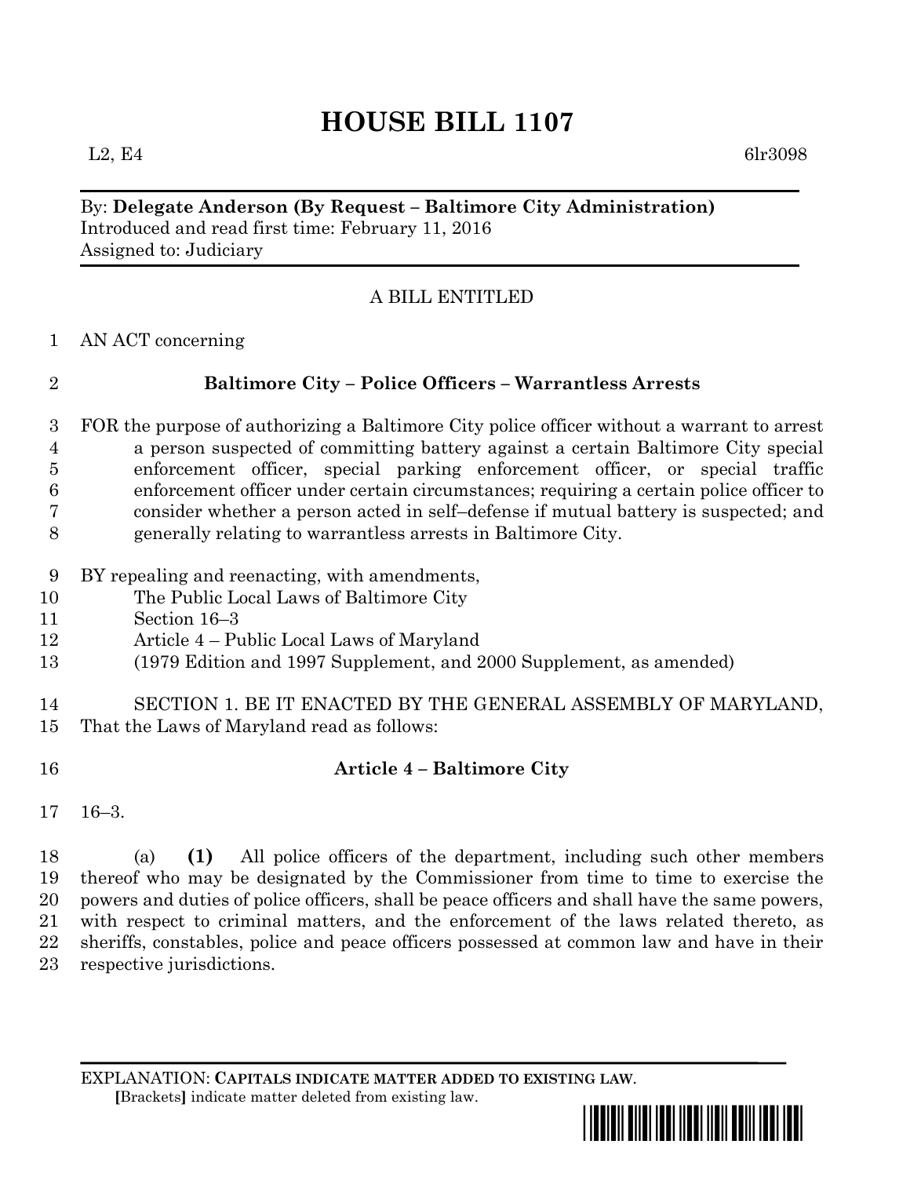# HOUSE BILL 1107

L2, E4 6lr3098

By: **Delegate Anderson (By Request – Baltimore City Administration)**
Introduced and read first time: February 11, 2016
Assigned to: Judiciary

A BILL ENTITLED

AN ACT concerning

## Baltimore City – Police Officers – Warrantless Arrests

FOR the purpose of authorizing a Baltimore City police officer without a warrant to arrest a person suspected of committing battery against a certain Baltimore City special enforcement officer, special parking enforcement officer, or special traffic enforcement officer under certain circumstances; requiring a certain police officer to consider whether a person acted in self–defense if mutual battery is suspected; and generally relating to warrantless arrests in Baltimore City.

BY repealing and reenacting, with amendments,
The Public Local Laws of Baltimore City
Section 16–3
Article 4 – Public Local Laws of Maryland
(1979 Edition and 1997 Supplement, and 2000 Supplement, as amended)

SECTION 1. BE IT ENACTED BY THE GENERAL ASSEMBLY OF MARYLAND, That the Laws of Maryland read as follows:

## Article 4 – Baltimore City

16–3.

(a) **(1)** All police officers of the department, including such other members thereof who may be designated by the Commissioner from time to time to exercise the powers and duties of police officers, shall be peace officers and shall have the same powers, with respect to criminal matters, and the enforcement of the laws related thereto, as sheriffs, constables, police and peace officers possessed at common law and have in their respective jurisdictions.

EXPLANATION: **CAPITALS INDICATE MATTER ADDED TO EXISTING LAW**.
[Brackets] indicate matter deleted from existing law.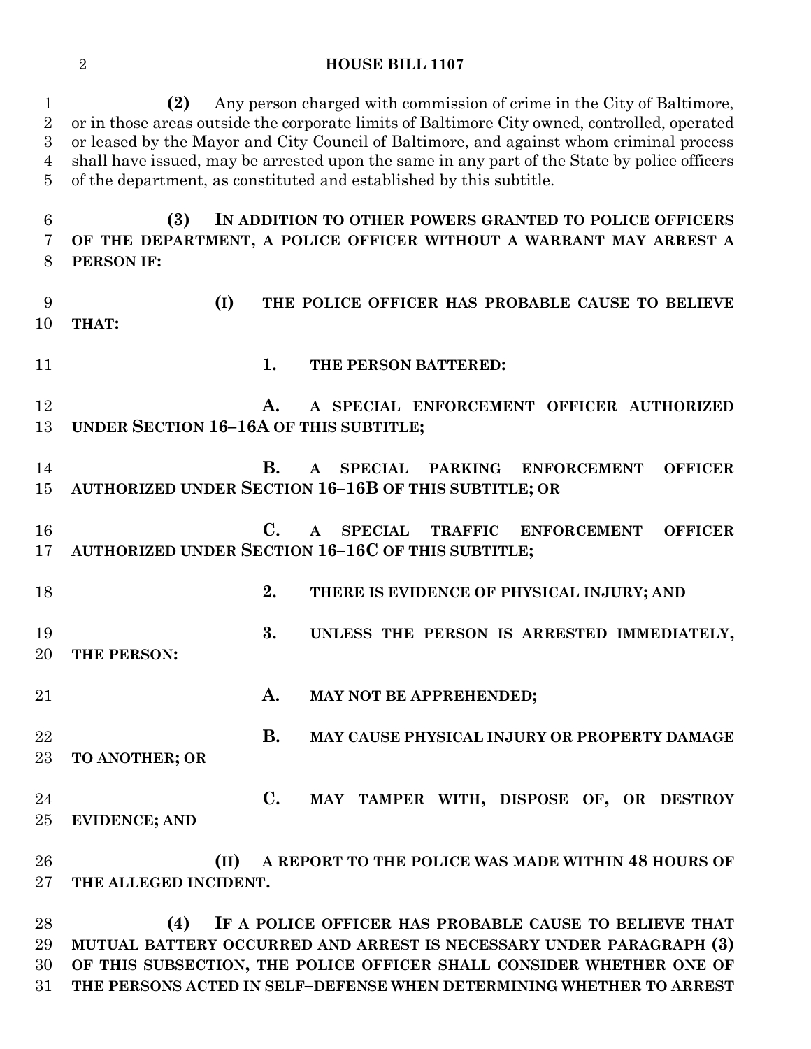**(2)** Any person charged with commission of crime in the City of Baltimore, or in those areas outside the corporate limits of Baltimore City owned, controlled, operated or leased by the Mayor and City Council of Baltimore, and against whom criminal process shall have issued, may be arrested upon the same in any part of the State by police officers of the department, as constituted and established by this subtitle.

**(3) IN ADDITION TO OTHER POWERS GRANTED TO POLICE OFFICERS OF THE DEPARTMENT, A POLICE OFFICER WITHOUT A WARRANT MAY ARREST A PERSON IF:**

**(I) THE POLICE OFFICER HAS PROBABLE CAUSE TO BELIEVE THAT:**

**1. THE PERSON BATTERED:**

**A. A SPECIAL ENFORCEMENT OFFICER AUTHORIZED UNDER SECTION 16–16A OF THIS SUBTITLE;**

**B. A SPECIAL PARKING ENFORCEMENT OFFICER AUTHORIZED UNDER SECTION 16–16B OF THIS SUBTITLE; OR**

**C. A SPECIAL TRAFFIC ENFORCEMENT OFFICER AUTHORIZED UNDER SECTION 16–16C OF THIS SUBTITLE;**

**2. THERE IS EVIDENCE OF PHYSICAL INJURY; AND**

**3. UNLESS THE PERSON IS ARRESTED IMMEDIATELY, THE PERSON:**

**A. MAY NOT BE APPREHENDED;**

**B. MAY CAUSE PHYSICAL INJURY OR PROPERTY DAMAGE TO ANOTHER; OR**

**C. MAY TAMPER WITH, DISPOSE OF, OR DESTROY EVIDENCE; AND**

**(II) A REPORT TO THE POLICE WAS MADE WITHIN 48 HOURS OF THE ALLEGED INCIDENT.**

**(4) IF A POLICE OFFICER HAS PROBABLE CAUSE TO BELIEVE THAT MUTUAL BATTERY OCCURRED AND ARREST IS NECESSARY UNDER PARAGRAPH (3) OF THIS SUBSECTION, THE POLICE OFFICER SHALL CONSIDER WHETHER ONE OF THE PERSONS ACTED IN SELF–DEFENSE WHEN DETERMINING WHETHER TO ARREST**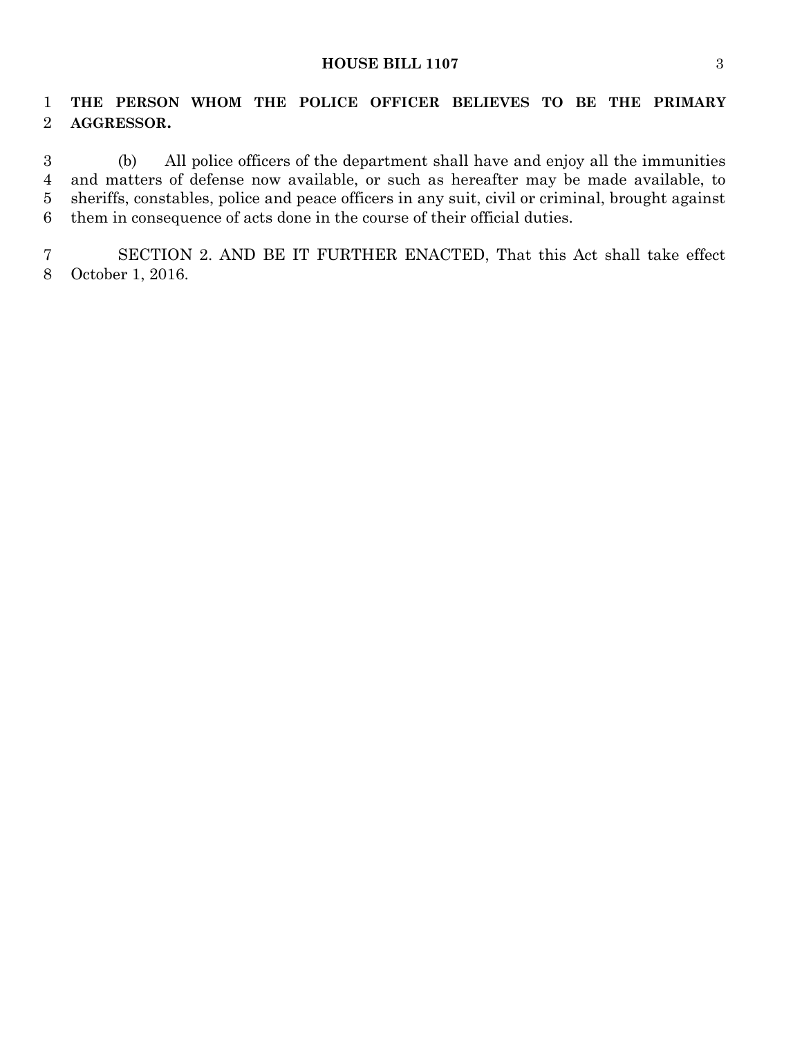**THE PERSON WHOM THE POLICE OFFICER BELIEVES TO BE THE PRIMARY AGGRESSOR.**

(b) All police officers of the department shall have and enjoy all the immunities and matters of defense now available, or such as hereafter may be made available, to sheriffs, constables, police and peace officers in any suit, civil or criminal, brought against them in consequence of acts done in the course of their official duties.

SECTION 2. AND BE IT FURTHER ENACTED, That this Act shall take effect October 1, 2016.